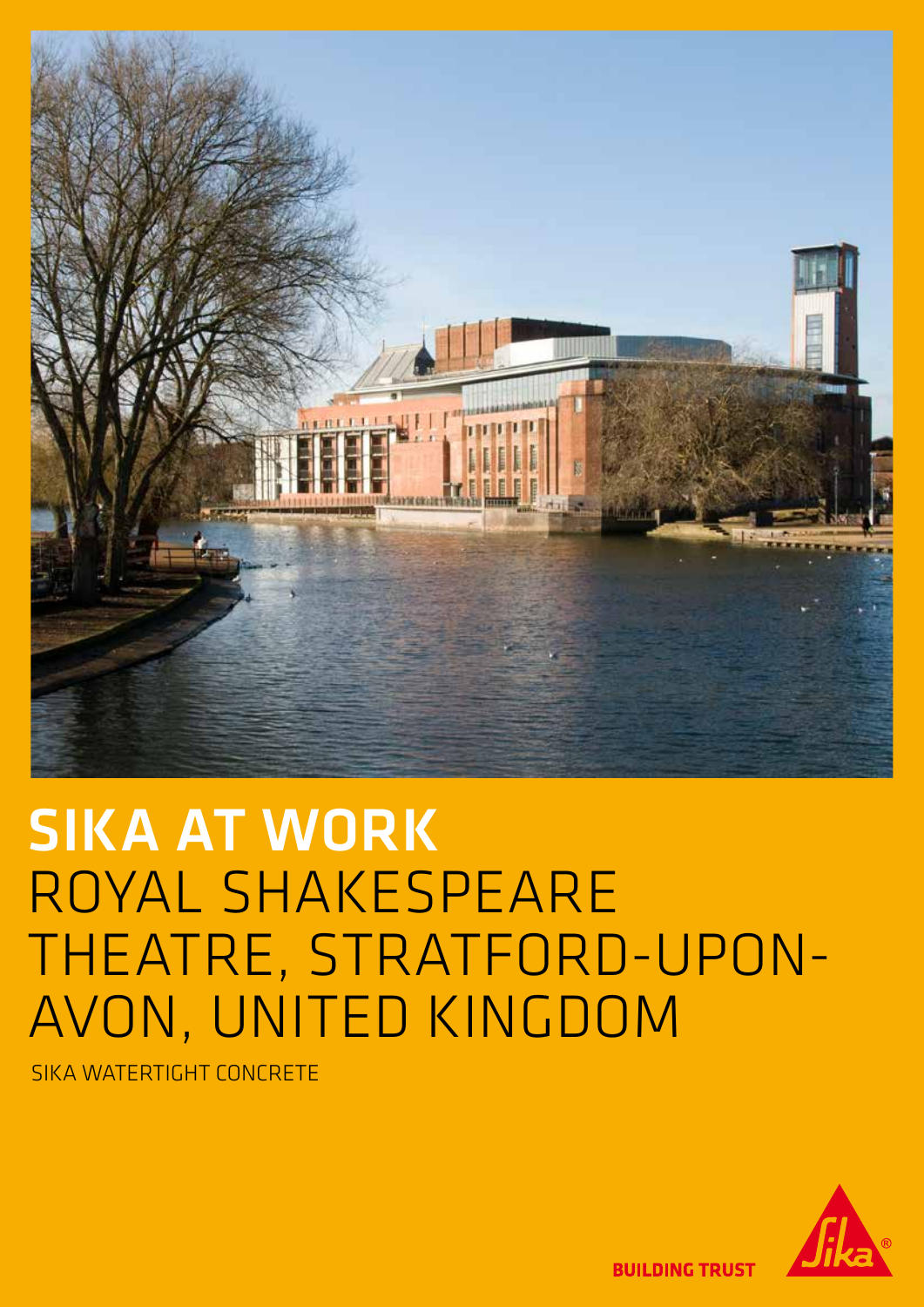# SIKA AT WORK
# ROYAL SHAKESPEARE THEATRE, STRATFORD-UPON-AVON, UNITED KINGDOM

SIKA WATERTIGHT CONCRETE

BUILDING TRUST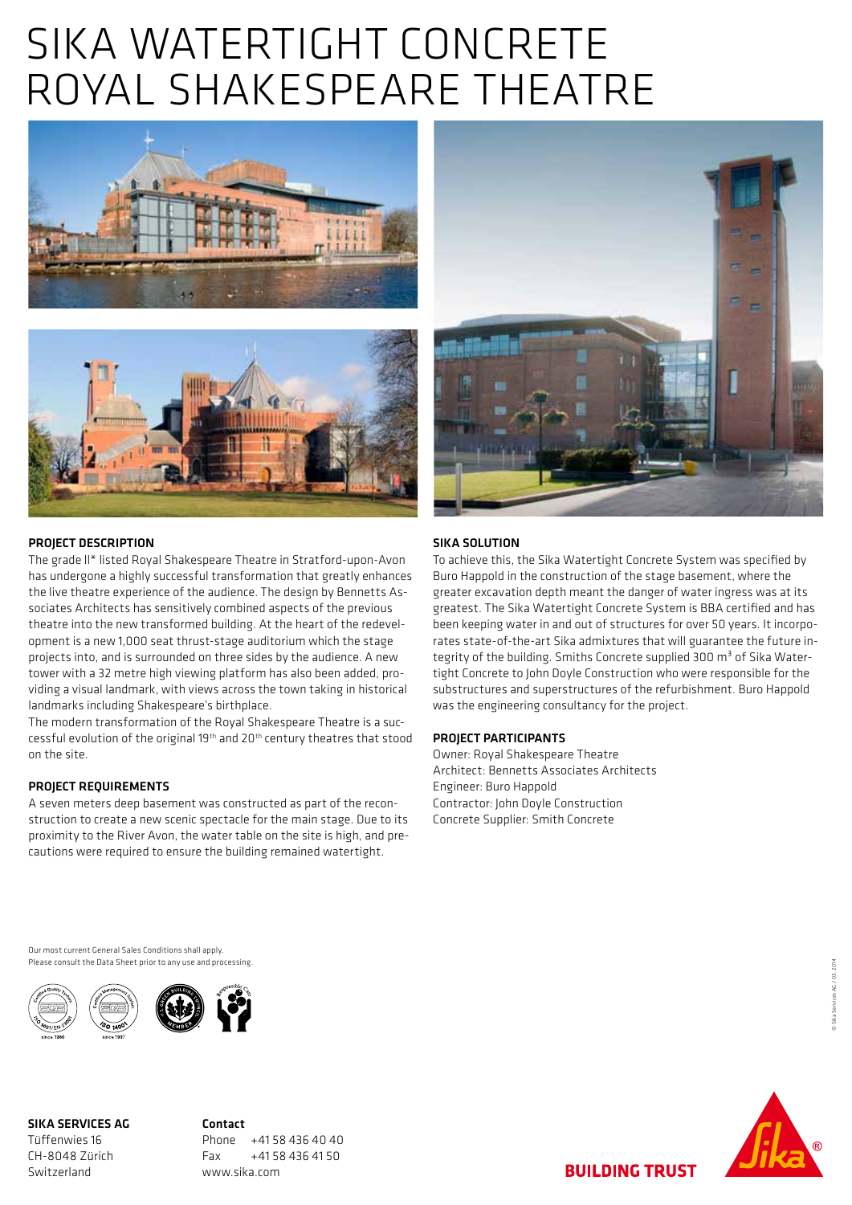# SIKA WATERTIGHT CONCRETE ROYAL SHAKESPEARE THEATRE

## PROJECT DESCRIPTION

The grade II* listed Royal Shakespeare Theatre in Stratford-upon-Avon has undergone a highly successful transformation that greatly enhances the live theatre experience of the audience. The design by Bennetts Associates Architects has sensitively combined aspects of the previous theatre into the new transformed building. At the heart of the redevelopment is a new 1,000 seat thrust-stage auditorium which the stage projects into, and is surrounded on three sides by the audience. A new tower with a 32 metre high viewing platform has also been added, providing a visual landmark, with views across the town taking in historical landmarks including Shakespeare's birthplace.

The modern transformation of the Royal Shakespeare Theatre is a successful evolution of the original 19th and 20th century theatres that stood on the site.

## PROJECT REQUIREMENTS

A seven meters deep basement was constructed as part of the reconstruction to create a new scenic spectacle for the main stage. Due to its proximity to the River Avon, the water table on the site is high, and precautions were required to ensure the building remained watertight.

## SIKA SOLUTION

To achieve this, the Sika Watertight Concrete System was specified by Buro Happold in the construction of the stage basement, where the greater excavation depth meant the danger of water ingress was at its greatest. The Sika Watertight Concrete System is BBA certified and has been keeping water in and out of structures for over 50 years. It incorporates state-of-the-art Sika admixtures that will guarantee the future integrity of the building. Smiths Concrete supplied 300 $m^3$ of Sika Watertight Concrete to John Doyle Construction who were responsible for the substructures and superstructures of the refurbishment. Buro Happold was the engineering consultancy for the project.

## PROJECT PARTICIPANTS

Owner: Royal Shakespeare Theatre
Architect: Bennetts Associates Architects
Engineer: Buro Happold
Contractor: John Doyle Construction
Concrete Supplier: Smith Concrete

Our most current General Sales Conditions shall apply.
Please consult the Data Sheet prior to any use and processing.

**SIKA SERVICES AG**
Tüffenwies 16
CH-8048 Zürich
Switzerland

**Contact**
Phone +41 58 436 40 40
Fax +41 58 436 41 50
www.sika.com

**BUILDING TRUST**

© Sika Services AG / 03.2014